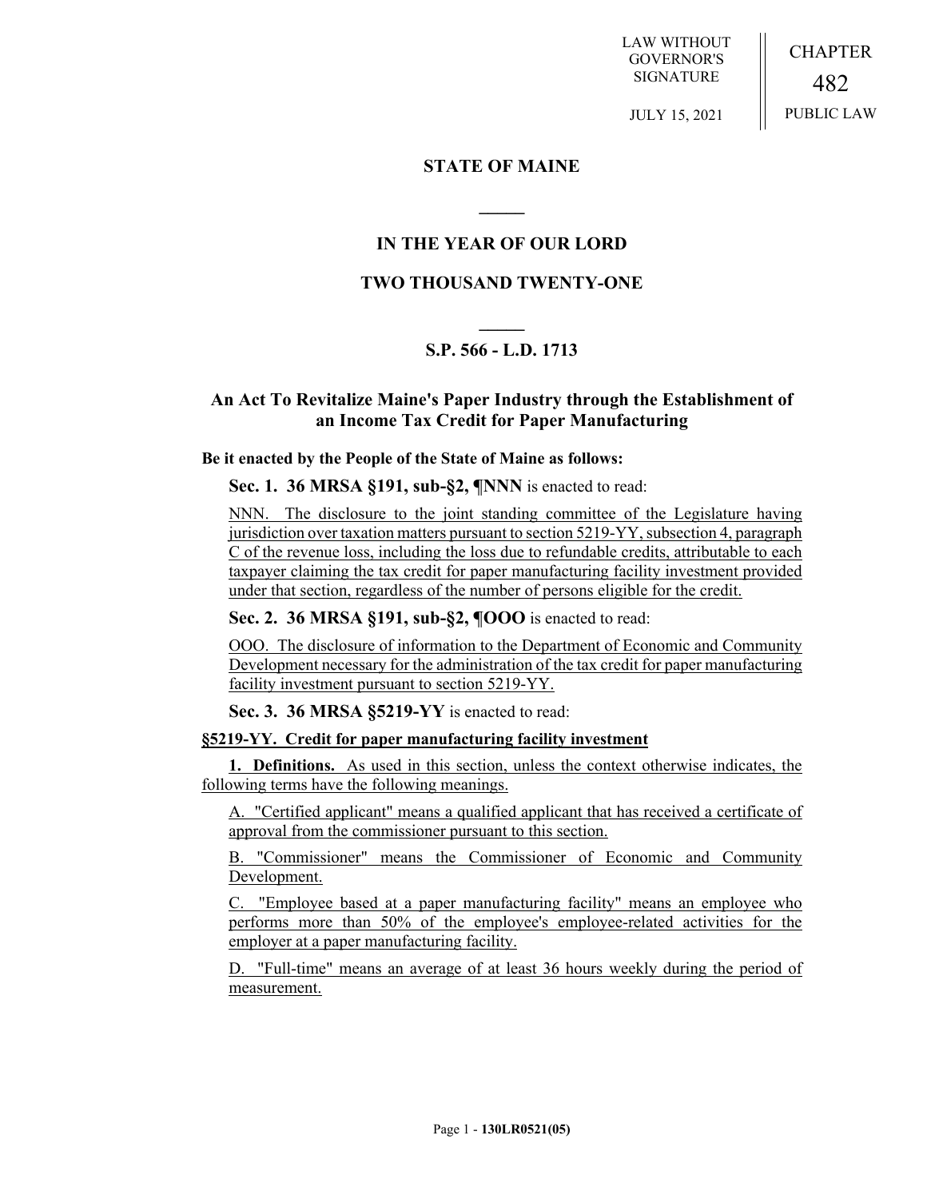LAW WITHOUT GOVERNOR'S SIGNATURE

JULY 15, 2021

CHAPTER 482

PUBLIC LAW

# STATE OF MAINE

## IN THE YEAR OF OUR LORD

## TWO THOUSAND TWENTY-ONE

## S.P. 566 - L.D. 1713

## An Act To Revitalize Maine's Paper Industry through the Establishment of an Income Tax Credit for Paper Manufacturing

**Be it enacted by the People of the State of Maine as follows:**

**Sec. 1. 36 MRSA §191, sub-§2, ¶NNN** is enacted to read:

NNN. The disclosure to the joint standing committee of the Legislature having jurisdiction over taxation matters pursuant to section 5219-YY, subsection 4, paragraph C of the revenue loss, including the loss due to refundable credits, attributable to each taxpayer claiming the tax credit for paper manufacturing facility investment provided under that section, regardless of the number of persons eligible for the credit.

**Sec. 2. 36 MRSA §191, sub-§2, ¶OOO** is enacted to read:

OOO. The disclosure of information to the Department of Economic and Community Development necessary for the administration of the tax credit for paper manufacturing facility investment pursuant to section 5219-YY.

**Sec. 3. 36 MRSA §5219-YY** is enacted to read:

**§5219-YY. Credit for paper manufacturing facility investment**

**1. Definitions.** As used in this section, unless the context otherwise indicates, the following terms have the following meanings.

A. "Certified applicant" means a qualified applicant that has received a certificate of approval from the commissioner pursuant to this section.

B. "Commissioner" means the Commissioner of Economic and Community Development.

C. "Employee based at a paper manufacturing facility" means an employee who performs more than 50% of the employee's employee-related activities for the employer at a paper manufacturing facility.

D. "Full-time" means an average of at least 36 hours weekly during the period of measurement.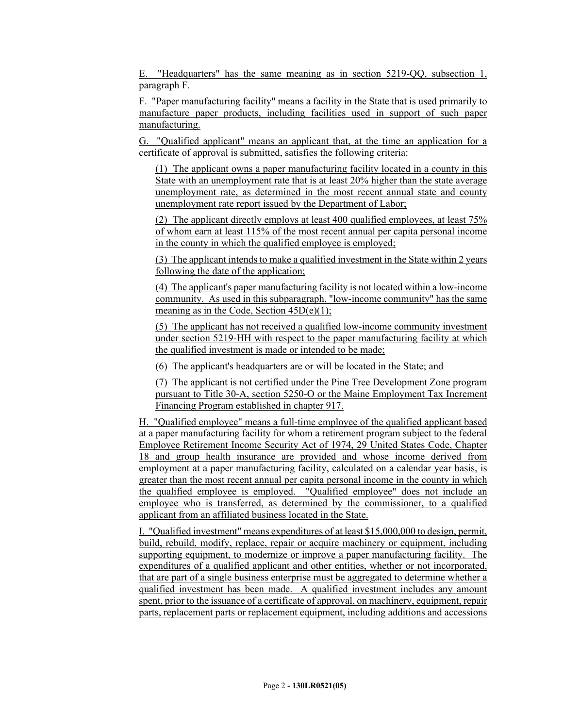E. "Headquarters" has the same meaning as in section 5219-QQ, subsection 1, paragraph F.

F. "Paper manufacturing facility" means a facility in the State that is used primarily to manufacture paper products, including facilities used in support of such paper manufacturing.

G. "Qualified applicant" means an applicant that, at the time an application for a certificate of approval is submitted, satisfies the following criteria:

(1) The applicant owns a paper manufacturing facility located in a county in this State with an unemployment rate that is at least 20% higher than the state average unemployment rate, as determined in the most recent annual state and county unemployment rate report issued by the Department of Labor;

(2) The applicant directly employs at least 400 qualified employees, at least 75% of whom earn at least 115% of the most recent annual per capita personal income in the county in which the qualified employee is employed;

(3) The applicant intends to make a qualified investment in the State within 2 years following the date of the application;

(4) The applicant's paper manufacturing facility is not located within a low-income community. As used in this subparagraph, "low-income community" has the same meaning as in the Code, Section 45D(e)(1);

(5) The applicant has not received a qualified low-income community investment under section 5219-HH with respect to the paper manufacturing facility at which the qualified investment is made or intended to be made;

(6) The applicant's headquarters are or will be located in the State; and

(7) The applicant is not certified under the Pine Tree Development Zone program pursuant to Title 30-A, section 5250-O or the Maine Employment Tax Increment Financing Program established in chapter 917.

H. "Qualified employee" means a full-time employee of the qualified applicant based at a paper manufacturing facility for whom a retirement program subject to the federal Employee Retirement Income Security Act of 1974, 29 United States Code, Chapter 18 and group health insurance are provided and whose income derived from employment at a paper manufacturing facility, calculated on a calendar year basis, is greater than the most recent annual per capita personal income in the county in which the qualified employee is employed. "Qualified employee" does not include an employee who is transferred, as determined by the commissioner, to a qualified applicant from an affiliated business located in the State.

I. "Qualified investment" means expenditures of at least $15,000,000 to design, permit, build, rebuild, modify, replace, repair or acquire machinery or equipment, including supporting equipment, to modernize or improve a paper manufacturing facility. The expenditures of a qualified applicant and other entities, whether or not incorporated, that are part of a single business enterprise must be aggregated to determine whether a qualified investment has been made. A qualified investment includes any amount spent, prior to the issuance of a certificate of approval, on machinery, equipment, repair parts, replacement parts or replacement equipment, including additions and accessions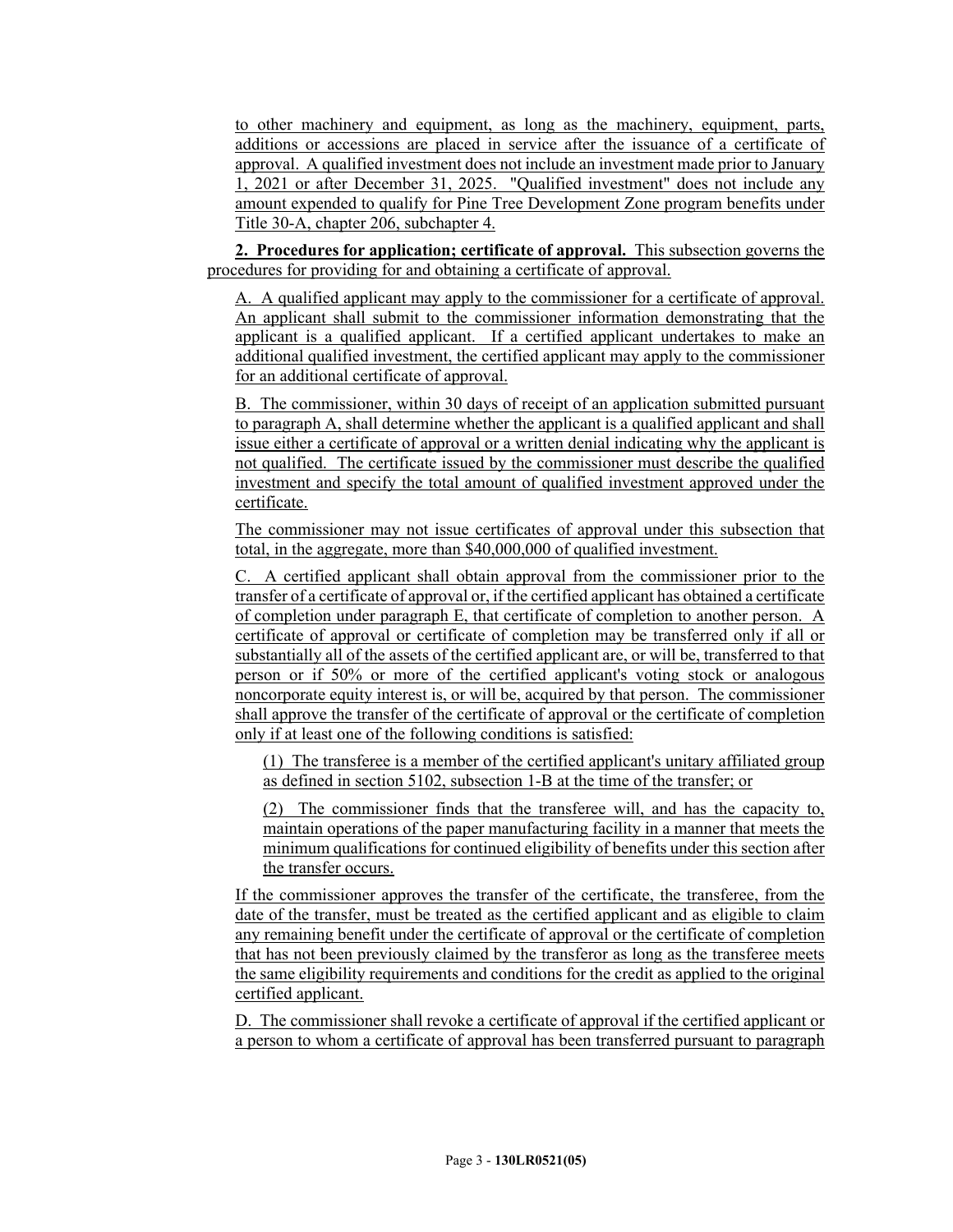to other machinery and equipment, as long as the machinery, equipment, parts, additions or accessions are placed in service after the issuance of a certificate of approval. A qualified investment does not include an investment made prior to January 1, 2021 or after December 31, 2025. "Qualified investment" does not include any amount expended to qualify for Pine Tree Development Zone program benefits under Title 30-A, chapter 206, subchapter 4.

**2. Procedures for application; certificate of approval.** This subsection governs the procedures for providing for and obtaining a certificate of approval.

A. A qualified applicant may apply to the commissioner for a certificate of approval. An applicant shall submit to the commissioner information demonstrating that the applicant is a qualified applicant. If a certified applicant undertakes to make an additional qualified investment, the certified applicant may apply to the commissioner for an additional certificate of approval.

B. The commissioner, within 30 days of receipt of an application submitted pursuant to paragraph A, shall determine whether the applicant is a qualified applicant and shall issue either a certificate of approval or a written denial indicating why the applicant is not qualified. The certificate issued by the commissioner must describe the qualified investment and specify the total amount of qualified investment approved under the certificate.

The commissioner may not issue certificates of approval under this subsection that total, in the aggregate, more than $40,000,000 of qualified investment.

C. A certified applicant shall obtain approval from the commissioner prior to the transfer of a certificate of approval or, if the certified applicant has obtained a certificate of completion under paragraph E, that certificate of completion to another person. A certificate of approval or certificate of completion may be transferred only if all or substantially all of the assets of the certified applicant are, or will be, transferred to that person or if 50% or more of the certified applicant's voting stock or analogous noncorporate equity interest is, or will be, acquired by that person. The commissioner shall approve the transfer of the certificate of approval or the certificate of completion only if at least one of the following conditions is satisfied:

(1) The transferee is a member of the certified applicant's unitary affiliated group as defined in section 5102, subsection 1-B at the time of the transfer; or

(2) The commissioner finds that the transferee will, and has the capacity to, maintain operations of the paper manufacturing facility in a manner that meets the minimum qualifications for continued eligibility of benefits under this section after the transfer occurs.

If the commissioner approves the transfer of the certificate, the transferee, from the date of the transfer, must be treated as the certified applicant and as eligible to claim any remaining benefit under the certificate of approval or the certificate of completion that has not been previously claimed by the transferor as long as the transferee meets the same eligibility requirements and conditions for the credit as applied to the original certified applicant.

D. The commissioner shall revoke a certificate of approval if the certified applicant or a person to whom a certificate of approval has been transferred pursuant to paragraph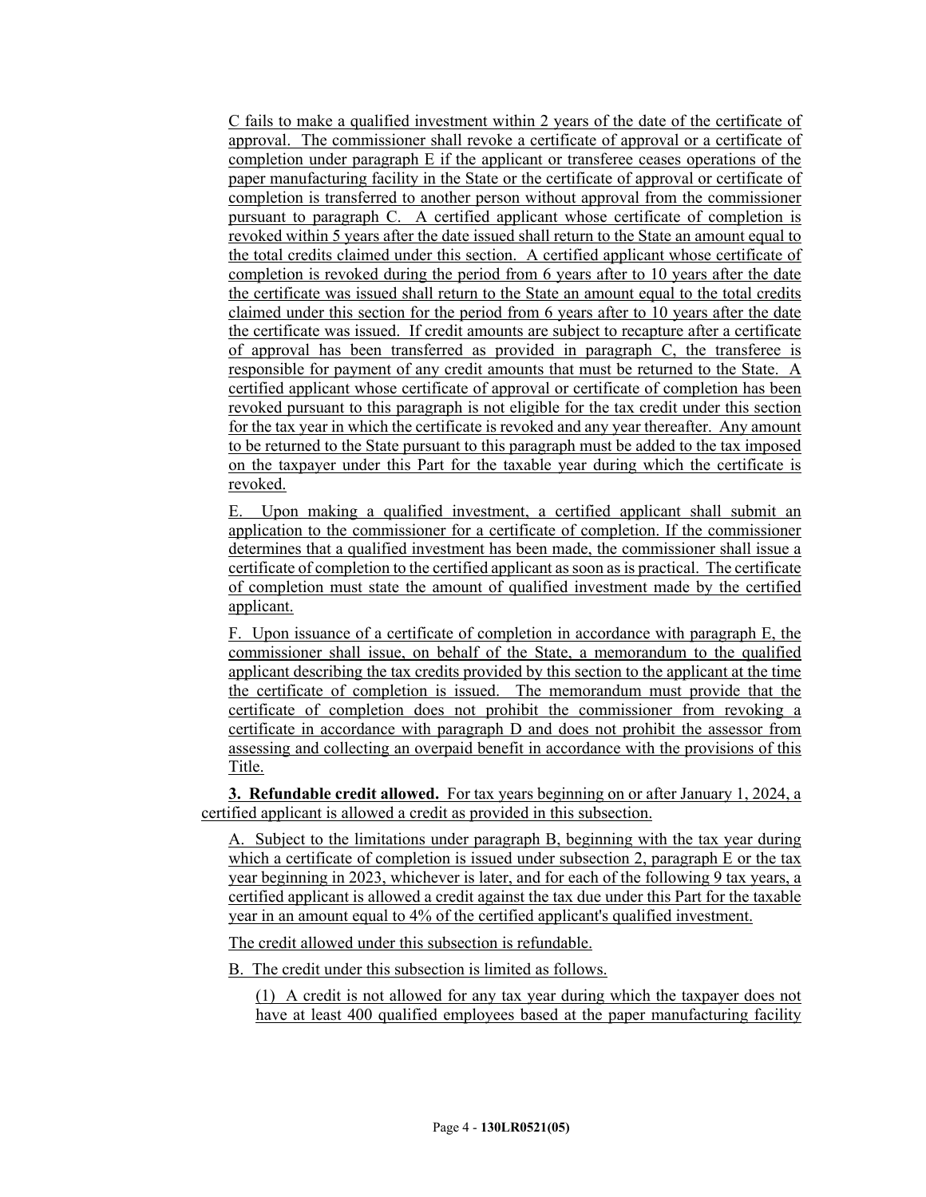C fails to make a qualified investment within 2 years of the date of the certificate of approval. The commissioner shall revoke a certificate of approval or a certificate of completion under paragraph E if the applicant or transferee ceases operations of the paper manufacturing facility in the State or the certificate of approval or certificate of completion is transferred to another person without approval from the commissioner pursuant to paragraph C. A certified applicant whose certificate of completion is revoked within 5 years after the date issued shall return to the State an amount equal to the total credits claimed under this section. A certified applicant whose certificate of completion is revoked during the period from 6 years after to 10 years after the date the certificate was issued shall return to the State an amount equal to the total credits claimed under this section for the period from 6 years after to 10 years after the date the certificate was issued. If credit amounts are subject to recapture after a certificate of approval has been transferred as provided in paragraph C, the transferee is responsible for payment of any credit amounts that must be returned to the State. A certified applicant whose certificate of approval or certificate of completion has been revoked pursuant to this paragraph is not eligible for the tax credit under this section for the tax year in which the certificate is revoked and any year thereafter. Any amount to be returned to the State pursuant to this paragraph must be added to the tax imposed on the taxpayer under this Part for the taxable year during which the certificate is revoked.

E. Upon making a qualified investment, a certified applicant shall submit an application to the commissioner for a certificate of completion. If the commissioner determines that a qualified investment has been made, the commissioner shall issue a certificate of completion to the certified applicant as soon as is practical. The certificate of completion must state the amount of qualified investment made by the certified applicant.

F. Upon issuance of a certificate of completion in accordance with paragraph E, the commissioner shall issue, on behalf of the State, a memorandum to the qualified applicant describing the tax credits provided by this section to the applicant at the time the certificate of completion is issued. The memorandum must provide that the certificate of completion does not prohibit the commissioner from revoking a certificate in accordance with paragraph D and does not prohibit the assessor from assessing and collecting an overpaid benefit in accordance with the provisions of this Title.

**3. Refundable credit allowed.** For tax years beginning on or after January 1, 2024, a certified applicant is allowed a credit as provided in this subsection.

A. Subject to the limitations under paragraph B, beginning with the tax year during which a certificate of completion is issued under subsection 2, paragraph E or the tax year beginning in 2023, whichever is later, and for each of the following 9 tax years, a certified applicant is allowed a credit against the tax due under this Part for the taxable year in an amount equal to 4% of the certified applicant's qualified investment.

The credit allowed under this subsection is refundable.

B. The credit under this subsection is limited as follows.

(1) A credit is not allowed for any tax year during which the taxpayer does not have at least 400 qualified employees based at the paper manufacturing facility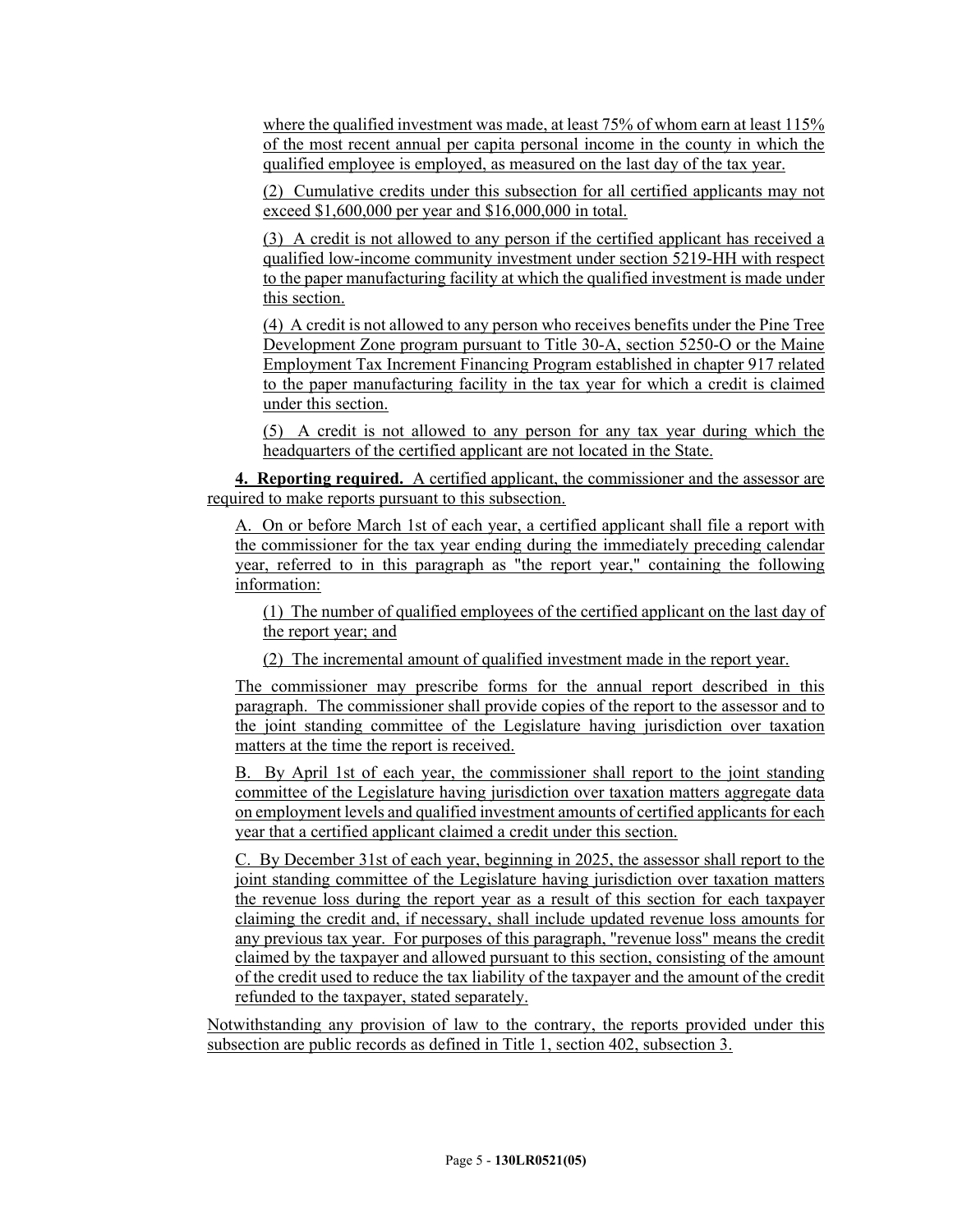where the qualified investment was made, at least 75% of whom earn at least 115% of the most recent annual per capita personal income in the county in which the qualified employee is employed, as measured on the last day of the tax year.

(2) Cumulative credits under this subsection for all certified applicants may not exceed $1,600,000 per year and $16,000,000 in total.

(3) A credit is not allowed to any person if the certified applicant has received a qualified low-income community investment under section 5219-HH with respect to the paper manufacturing facility at which the qualified investment is made under this section.

(4) A credit is not allowed to any person who receives benefits under the Pine Tree Development Zone program pursuant to Title 30-A, section 5250-O or the Maine Employment Tax Increment Financing Program established in chapter 917 related to the paper manufacturing facility in the tax year for which a credit is claimed under this section.

(5) A credit is not allowed to any person for any tax year during which the headquarters of the certified applicant are not located in the State.

**4. Reporting required.** A certified applicant, the commissioner and the assessor are required to make reports pursuant to this subsection.

A. On or before March 1st of each year, a certified applicant shall file a report with the commissioner for the tax year ending during the immediately preceding calendar year, referred to in this paragraph as "the report year," containing the following information:

(1) The number of qualified employees of the certified applicant on the last day of the report year; and

(2) The incremental amount of qualified investment made in the report year.

The commissioner may prescribe forms for the annual report described in this paragraph. The commissioner shall provide copies of the report to the assessor and to the joint standing committee of the Legislature having jurisdiction over taxation matters at the time the report is received.

B. By April 1st of each year, the commissioner shall report to the joint standing committee of the Legislature having jurisdiction over taxation matters aggregate data on employment levels and qualified investment amounts of certified applicants for each year that a certified applicant claimed a credit under this section.

C. By December 31st of each year, beginning in 2025, the assessor shall report to the joint standing committee of the Legislature having jurisdiction over taxation matters the revenue loss during the report year as a result of this section for each taxpayer claiming the credit and, if necessary, shall include updated revenue loss amounts for any previous tax year. For purposes of this paragraph, "revenue loss" means the credit claimed by the taxpayer and allowed pursuant to this section, consisting of the amount of the credit used to reduce the tax liability of the taxpayer and the amount of the credit refunded to the taxpayer, stated separately.

Notwithstanding any provision of law to the contrary, the reports provided under this subsection are public records as defined in Title 1, section 402, subsection 3.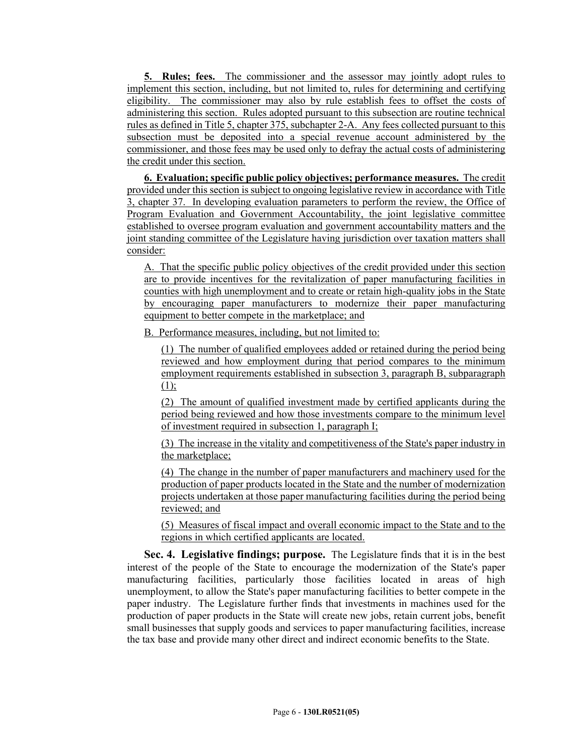**5. Rules; fees.** The commissioner and the assessor may jointly adopt rules to implement this section, including, but not limited to, rules for determining and certifying eligibility. The commissioner may also by rule establish fees to offset the costs of administering this section. Rules adopted pursuant to this subsection are routine technical rules as defined in Title 5, chapter 375, subchapter 2-A. Any fees collected pursuant to this subsection must be deposited into a special revenue account administered by the commissioner, and those fees may be used only to defray the actual costs of administering the credit under this section.

**6. Evaluation; specific public policy objectives; performance measures.** The credit provided under this section is subject to ongoing legislative review in accordance with Title 3, chapter 37. In developing evaluation parameters to perform the review, the Office of Program Evaluation and Government Accountability, the joint legislative committee established to oversee program evaluation and government accountability matters and the joint standing committee of the Legislature having jurisdiction over taxation matters shall consider:

A. That the specific public policy objectives of the credit provided under this section are to provide incentives for the revitalization of paper manufacturing facilities in counties with high unemployment and to create or retain high-quality jobs in the State by encouraging paper manufacturers to modernize their paper manufacturing equipment to better compete in the marketplace; and

B. Performance measures, including, but not limited to:

(1) The number of qualified employees added or retained during the period being reviewed and how employment during that period compares to the minimum employment requirements established in subsection 3, paragraph B, subparagraph (1);

(2) The amount of qualified investment made by certified applicants during the period being reviewed and how those investments compare to the minimum level of investment required in subsection 1, paragraph I;

(3) The increase in the vitality and competitiveness of the State's paper industry in the marketplace;

(4) The change in the number of paper manufacturers and machinery used for the production of paper products located in the State and the number of modernization projects undertaken at those paper manufacturing facilities during the period being reviewed; and

(5) Measures of fiscal impact and overall economic impact to the State and to the regions in which certified applicants are located.

**Sec. 4. Legislative findings; purpose.** The Legislature finds that it is in the best interest of the people of the State to encourage the modernization of the State's paper manufacturing facilities, particularly those facilities located in areas of high unemployment, to allow the State's paper manufacturing facilities to better compete in the paper industry. The Legislature further finds that investments in machines used for the production of paper products in the State will create new jobs, retain current jobs, benefit small businesses that supply goods and services to paper manufacturing facilities, increase the tax base and provide many other direct and indirect economic benefits to the State.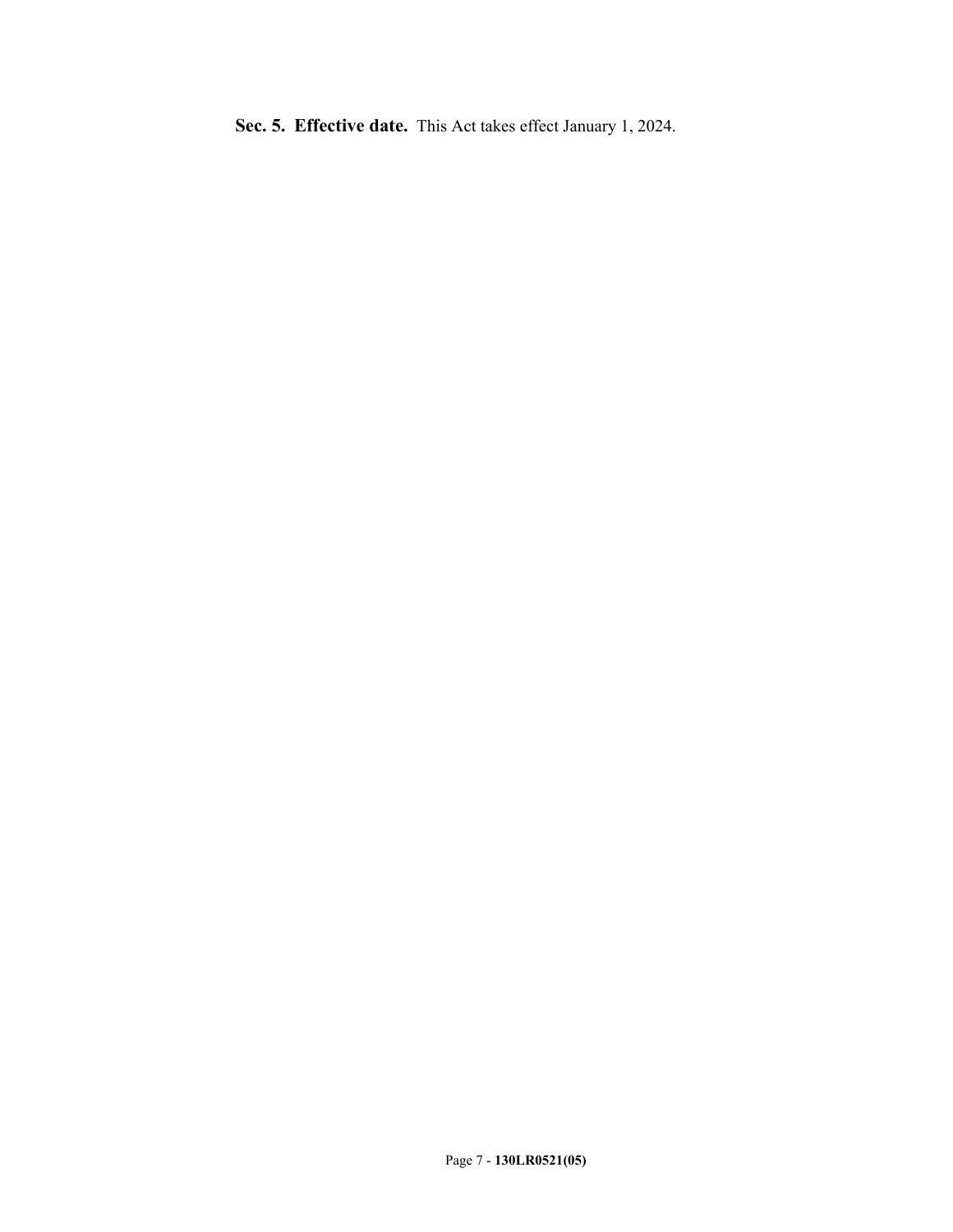**Sec. 5. Effective date.** This Act takes effect January 1, 2024.